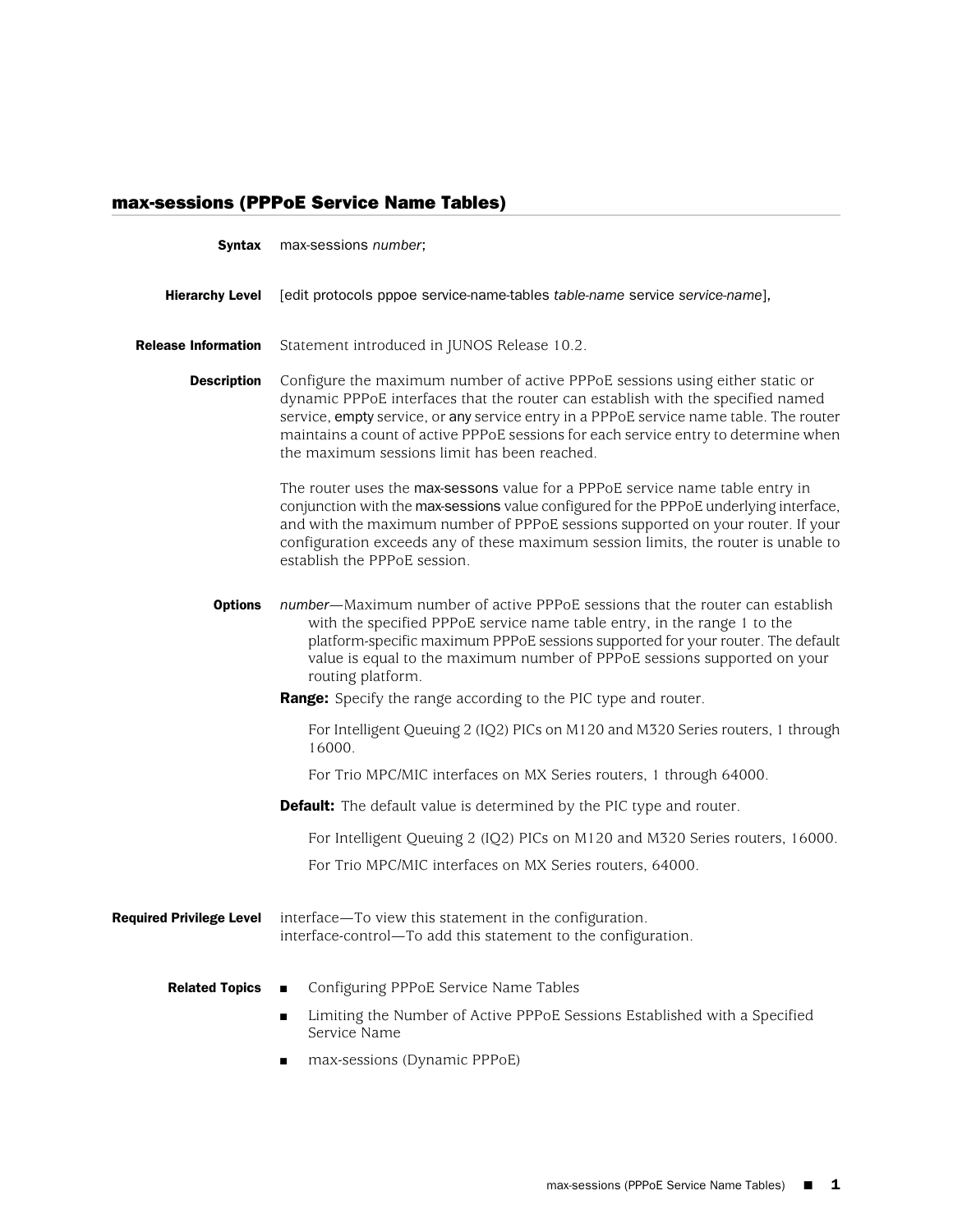## max-sessions (PPPoE Service Name Tables)

**Syntax** max-sessions *number*;

**Hierarchy Level** [edit protocols pppoe service-name-tables *table-name* service *service-name*],

**Release Information** Statement introduced in JUNOS Release 10.2.

**Description** Configure the maximum number of active PPPoE sessions using either static or dynamic PPPoE interfaces that the router can establish with the specified named service, empty service, or any service entry in a PPPoE service name table. The router maintains a count of active PPPoE sessions for each service entry to determine when the maximum sessions limit has been reached.

The router uses the max-sessons value for a PPPoE service name table entry in conjunction with the max-sessions value configured for the PPPoE underlying interface, and with the maximum number of PPPoE sessions supported on your router. If your configuration exceeds any of these maximum session limits, the router is unable to establish the PPPoE session.

**Options** *number*—Maximum number of active PPPoE sessions that the router can establish with the specified PPPoE service name table entry, in the range 1 to the platform-specific maximum PPPoE sessions supported for your router. The default value is equal to the maximum number of PPPoE sessions supported on your routing platform.

**Range:** Specify the range according to the PIC type and router.

For Intelligent Queuing 2 (IQ2) PICs on M120 and M320 Series routers, 1 through 16000.

For Trio MPC/MIC interfaces on MX Series routers, 1 through 64000.

**Default:** The default value is determined by the PIC type and router.

For Intelligent Queuing 2 (IQ2) PICs on M120 and M320 Series routers, 16000.

For Trio MPC/MIC interfaces on MX Series routers, 64000.

**Required Privilege Level** interface—To view this statement in the configuration.
interface-control—To add this statement to the configuration.

**Related Topics**

- Configuring PPPoE Service Name Tables
- Limiting the Number of Active PPPoE Sessions Established with a Specified Service Name
- max-sessions (Dynamic PPPoE)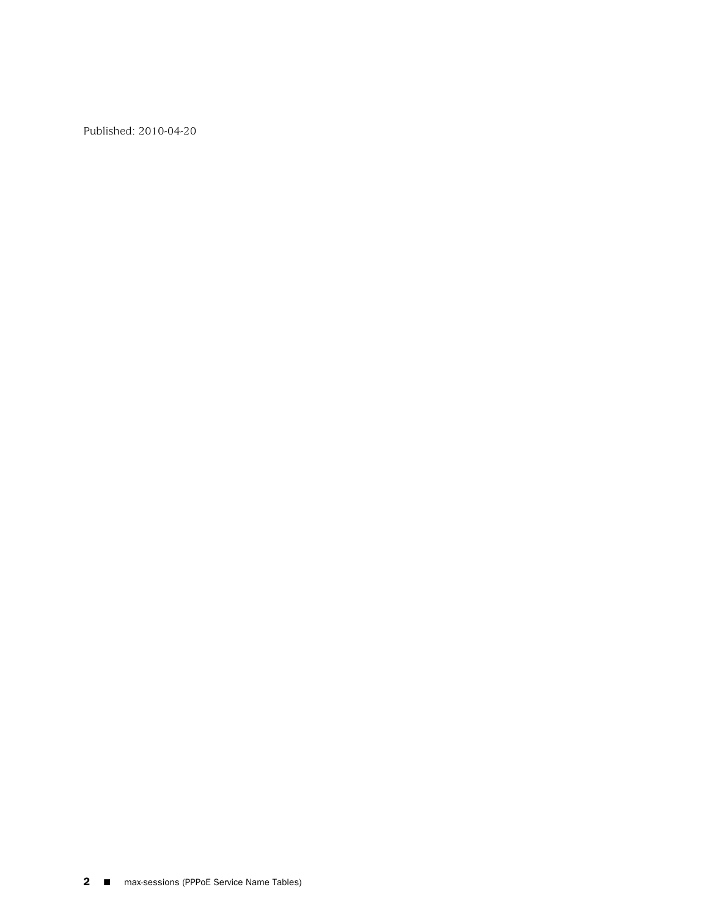Published: 2010-04-20